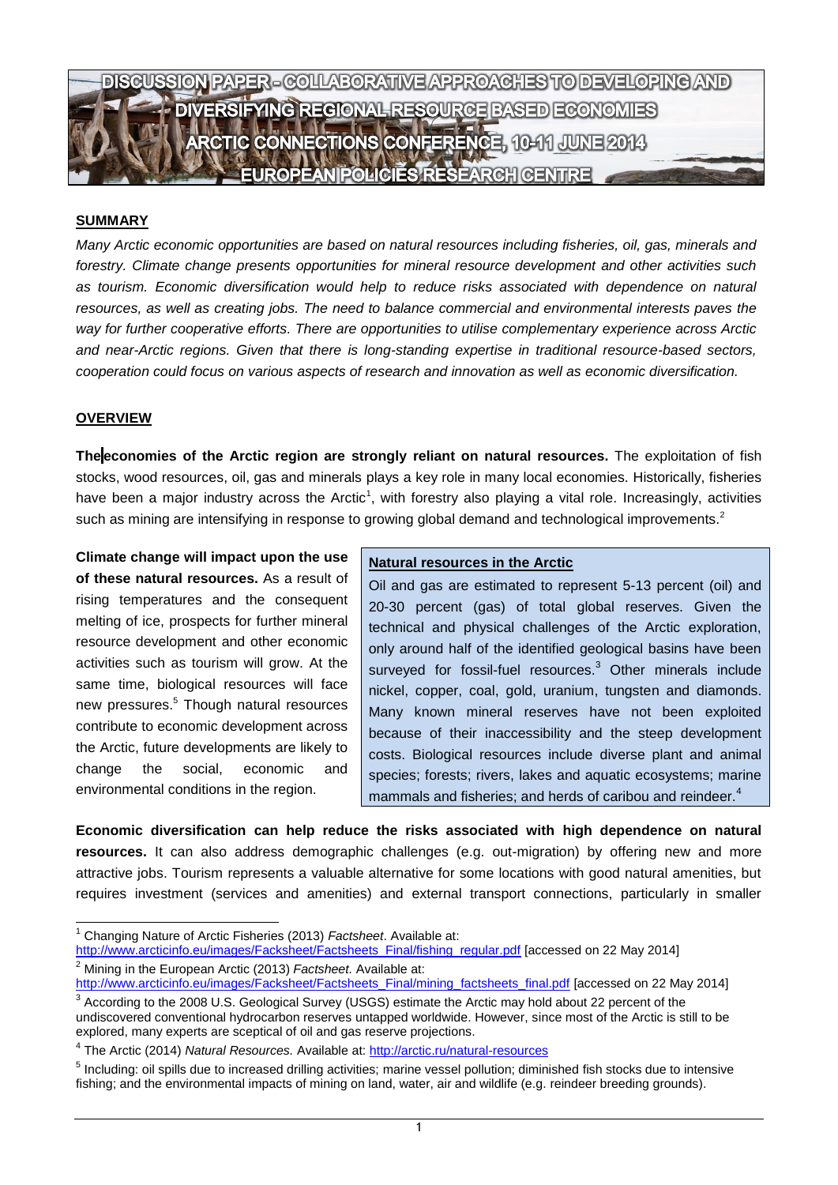# DISCUSSION PAPER - COLLABORATIVE APPROACHES TO DEVELOPING AND DIVERSIFYING REGIONAL RESOURCE BASED ECONOMIES

## ARCTIC CONNECTIONS CONFERENCE, 10-11 JUNE 2014

## EUROPEAN POLICIES RESEARCH CENTRE

### SUMMARY

*Many Arctic economic opportunities are based on natural resources including fisheries, oil, gas, minerals and forestry. Climate change presents opportunities for mineral resource development and other activities such as tourism. Economic diversification would help to reduce risks associated with dependence on natural resources, as well as creating jobs. The need to balance commercial and environmental interests paves the way for further cooperative efforts. There are opportunities to utilise complementary experience across Arctic and near-Arctic regions. Given that there is long-standing expertise in traditional resource-based sectors, cooperation could focus on various aspects of research and innovation as well as economic diversification.*

### OVERVIEW

**The economies of the Arctic region are strongly reliant on natural resources.** The exploitation of fish stocks, wood resources, oil, gas and minerals plays a key role in many local economies. Historically, fisheries have been a major industry across the Arctic[1], with forestry also playing a vital role. Increasingly, activities such as mining are intensifying in response to growing global demand and technological improvements.[2]

**Climate change will impact upon the use of these natural resources.** As a result of rising temperatures and the consequent melting of ice, prospects for further mineral resource development and other economic activities such as tourism will grow. At the same time, biological resources will face new pressures.[5] Though natural resources contribute to economic development across the Arctic, future developments are likely to change the social, economic and environmental conditions in the region.

> **Natural resources in the Arctic**
>
> Oil and gas are estimated to represent 5-13 percent (oil) and 20-30 percent (gas) of total global reserves. Given the technical and physical challenges of the Arctic exploration, only around half of the identified geological basins have been surveyed for fossil-fuel resources.[3] Other minerals include nickel, copper, coal, gold, uranium, tungsten and diamonds. Many known mineral reserves have not been exploited because of their inaccessibility and the steep development costs. Biological resources include diverse plant and animal species; forests; rivers, lakes and aquatic ecosystems; marine mammals and fisheries; and herds of caribou and reindeer.[4]

**Economic diversification can help reduce the risks associated with high dependence on natural resources.** It can also address demographic challenges (e.g. out-migration) by offering new and more attractive jobs. Tourism represents a valuable alternative for some locations with good natural amenities, but requires investment (services and amenities) and external transport connections, particularly in smaller

---

[1] Changing Nature of Arctic Fisheries (2013) *Factsheet*. Available at: http://www.arcticinfo.eu/images/Facksheet/Factsheets_Final/fishing_regular.pdf [accessed on 22 May 2014]

[2] Mining in the European Arctic (2013) *Factsheet.* Available at: http://www.arcticinfo.eu/images/Facksheet/Factsheets_Final/mining_factsheets_final.pdf [accessed on 22 May 2014]

[3] According to the 2008 U.S. Geological Survey (USGS) estimate the Arctic may hold about 22 percent of the undiscovered conventional hydrocarbon reserves untapped worldwide. However, since most of the Arctic is still to be explored, many experts are sceptical of oil and gas reserve projections.

[4] The Arctic (2014) *Natural Resources.* Available at: http://arctic.ru/natural-resources

[5] Including: oil spills due to increased drilling activities; marine vessel pollution; diminished fish stocks due to intensive fishing; and the environmental impacts of mining on land, water, air and wildlife (e.g. reindeer breeding grounds).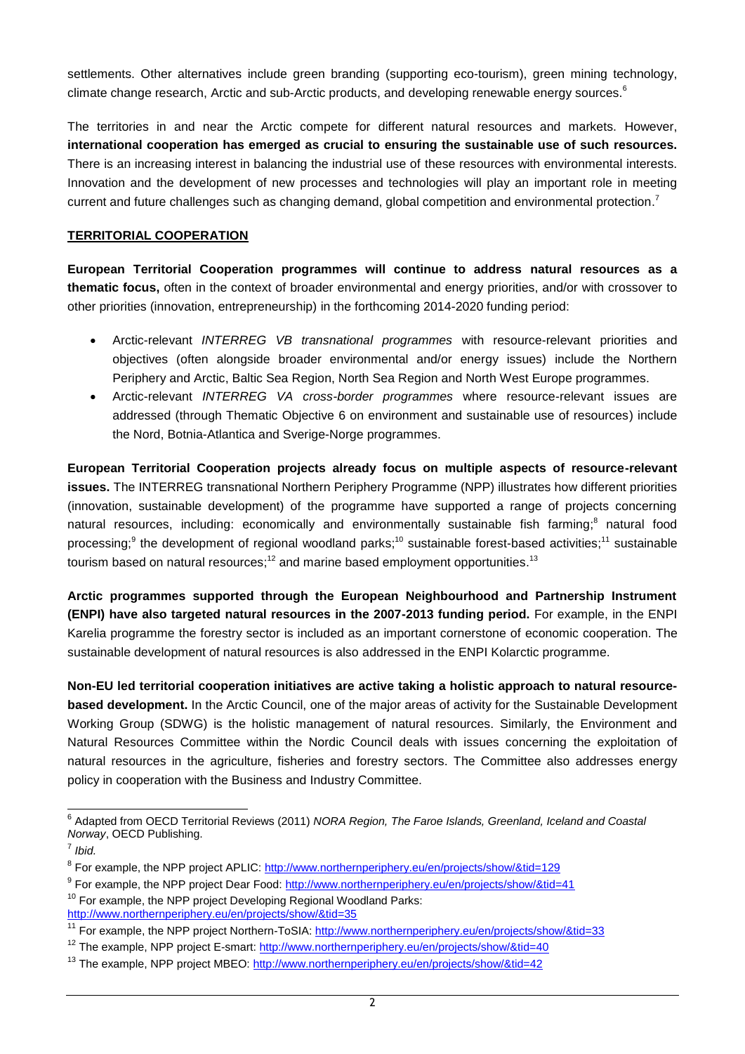settlements. Other alternatives include green branding (supporting eco-tourism), green mining technology, climate change research, Arctic and sub-Arctic products, and developing renewable energy sources.[6]

The territories in and near the Arctic compete for different natural resources and markets. However, **international cooperation has emerged as crucial to ensuring the sustainable use of such resources.** There is an increasing interest in balancing the industrial use of these resources with environmental interests. Innovation and the development of new processes and technologies will play an important role in meeting current and future challenges such as changing demand, global competition and environmental protection.[7]

## TERRITORIAL COOPERATION

**European Territorial Cooperation programmes will continue to address natural resources as a thematic focus,** often in the context of broader environmental and energy priorities, and/or with crossover to other priorities (innovation, entrepreneurship) in the forthcoming 2014-2020 funding period:

- Arctic-relevant *INTERREG VB transnational programmes* with resource-relevant priorities and objectives (often alongside broader environmental and/or energy issues) include the Northern Periphery and Arctic, Baltic Sea Region, North Sea Region and North West Europe programmes.
- Arctic-relevant *INTERREG VA cross-border programmes* where resource-relevant issues are addressed (through Thematic Objective 6 on environment and sustainable use of resources) include the Nord, Botnia-Atlantica and Sverige-Norge programmes.

**European Territorial Cooperation projects already focus on multiple aspects of resource-relevant issues.** The INTERREG transnational Northern Periphery Programme (NPP) illustrates how different priorities (innovation, sustainable development) of the programme have supported a range of projects concerning natural resources, including: economically and environmentally sustainable fish farming;[8] natural food processing;[9] the development of regional woodland parks;[10] sustainable forest-based activities;[11] sustainable tourism based on natural resources;[12] and marine based employment opportunities.[13]

**Arctic programmes supported through the European Neighbourhood and Partnership Instrument (ENPI) have also targeted natural resources in the 2007-2013 funding period.** For example, in the ENPI Karelia programme the forestry sector is included as an important cornerstone of economic cooperation. The sustainable development of natural resources is also addressed in the ENPI Kolarctic programme.

**Non-EU led territorial cooperation initiatives are active taking a holistic approach to natural resource-based development.** In the Arctic Council, one of the major areas of activity for the Sustainable Development Working Group (SDWG) is the holistic management of natural resources. Similarly, the Environment and Natural Resources Committee within the Nordic Council deals with issues concerning the exploitation of natural resources in the agriculture, fisheries and forestry sectors. The Committee also addresses energy policy in cooperation with the Business and Industry Committee.

---

[6] Adapted from OECD Territorial Reviews (2011) *NORA Region, The Faroe Islands, Greenland, Iceland and Coastal Norway*, OECD Publishing.

[7] *Ibid.*

[8] For example, the NPP project APLIC: http://www.northernperiphery.eu/en/projects/show/&tid=129

[9] For example, the NPP project Dear Food: http://www.northernperiphery.eu/en/projects/show/&tid=41

[10] For example, the NPP project Developing Regional Woodland Parks: http://www.northernperiphery.eu/en/projects/show/&tid=35

[11] For example, the NPP project Northern-ToSIA: http://www.northernperiphery.eu/en/projects/show/&tid=33

[12] The example, NPP project E-smart: http://www.northernperiphery.eu/en/projects/show/&tid=40

[13] The example, NPP project MBEO: http://www.northernperiphery.eu/en/projects/show/&tid=42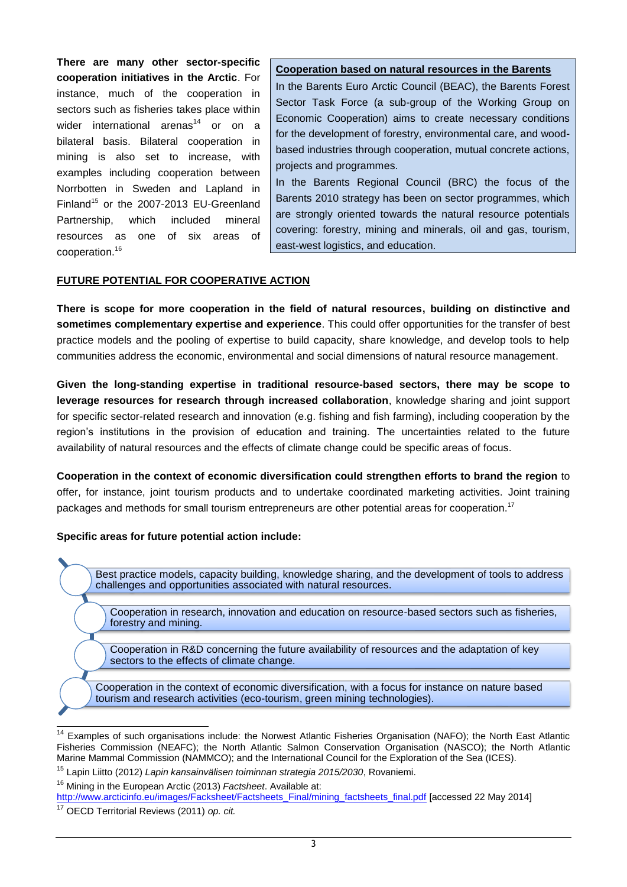**There are many other sector-specific cooperation initiatives in the Arctic**. For instance, much of the cooperation in sectors such as fisheries takes place within wider international arenas[14] or on a bilateral basis. Bilateral cooperation in mining is also set to increase, with examples including cooperation between Norrbotten in Sweden and Lapland in Finland[15] or the 2007-2013 EU-Greenland Partnership, which included mineral resources as one of six areas of cooperation.[16]

> **Cooperation based on natural resources in the Barents**
>
> In the Barents Euro Arctic Council (BEAC), the Barents Forest Sector Task Force (a sub-group of the Working Group on Economic Cooperation) aims to create necessary conditions for the development of forestry, environmental care, and wood-based industries through cooperation, mutual concrete actions, projects and programmes.
>
> In the Barents Regional Council (BRC) the focus of the Barents 2010 strategy has been on sector programmes, which are strongly oriented towards the natural resource potentials covering: forestry, mining and minerals, oil and gas, tourism, east-west logistics, and education.

## FUTURE POTENTIAL FOR COOPERATIVE ACTION

**There is scope for more cooperation in the field of natural resources, building on distinctive and sometimes complementary expertise and experience**. This could offer opportunities for the transfer of best practice models and the pooling of expertise to build capacity, share knowledge, and develop tools to help communities address the economic, environmental and social dimensions of natural resource management.

**Given the long-standing expertise in traditional resource-based sectors, there may be scope to leverage resources for research through increased collaboration**, knowledge sharing and joint support for specific sector-related research and innovation (e.g. fishing and fish farming), including cooperation by the region's institutions in the provision of education and training. The uncertainties related to the future availability of natural resources and the effects of climate change could be specific areas of focus.

**Cooperation in the context of economic diversification could strengthen efforts to brand the region** to offer, for instance, joint tourism products and to undertake coordinated marketing activities. Joint training packages and methods for small tourism entrepreneurs are other potential areas for cooperation.[17]

**Specific areas for future potential action include:**

- Best practice models, capacity building, knowledge sharing, and the development of tools to address challenges and opportunities associated with natural resources.
- Cooperation in research, innovation and education on resource-based sectors such as fisheries, forestry and mining.
- Cooperation in R&D concerning the future availability of resources and the adaptation of key sectors to the effects of climate change.
- Cooperation in the context of economic diversification, with a focus for instance on nature based tourism and research activities (eco-tourism, green mining technologies).

---

[14] Examples of such organisations include: the Norwest Atlantic Fisheries Organisation (NAFO); the North East Atlantic Fisheries Commission (NEAFC); the North Atlantic Salmon Conservation Organisation (NASCO); the North Atlantic Marine Mammal Commission (NAMMCO); and the International Council for the Exploration of the Sea (ICES).

[15] Lapin Liitto (2012) *Lapin kansainvälisen toiminnan strategia 2015/2030*, Rovaniemi.

[16] Mining in the European Arctic (2013) *Factsheet*. Available at: http://www.arcticinfo.eu/images/Facksheet/Factsheets_Final/mining_factsheets_final.pdf [accessed 22 May 2014]

[17] OECD Territorial Reviews (2011) *op. cit.*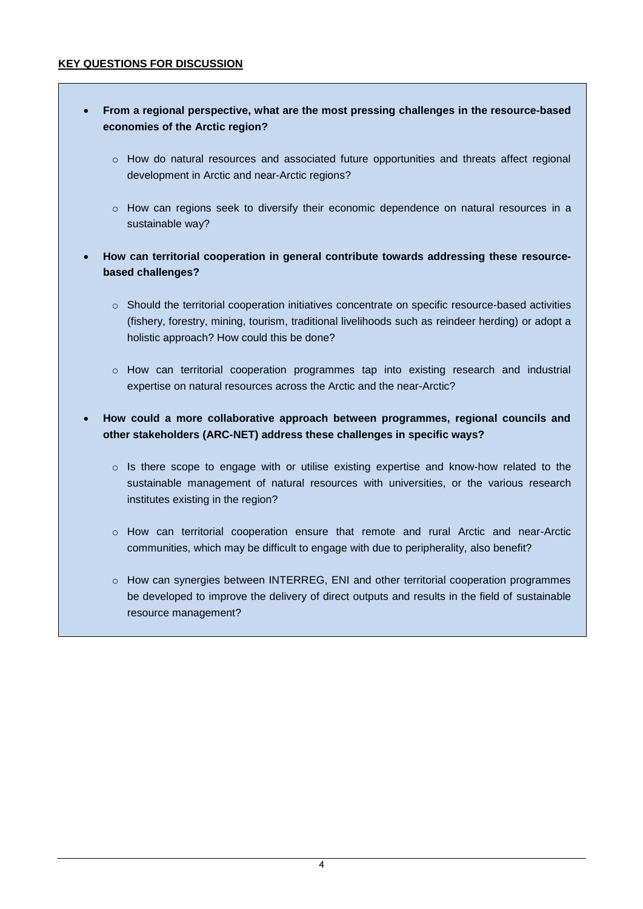**KEY QUESTIONS FOR DISCUSSION**

- **From a regional perspective, what are the most pressing challenges in the resource-based economies of the Arctic region?**
  - How do natural resources and associated future opportunities and threats affect regional development in Arctic and near-Arctic regions?
  - How can regions seek to diversify their economic dependence on natural resources in a sustainable way?
- **How can territorial cooperation in general contribute towards addressing these resource-based challenges?**
  - Should the territorial cooperation initiatives concentrate on specific resource-based activities (fishery, forestry, mining, tourism, traditional livelihoods such as reindeer herding) or adopt a holistic approach? How could this be done?
  - How can territorial cooperation programmes tap into existing research and industrial expertise on natural resources across the Arctic and the near-Arctic?
- **How could a more collaborative approach between programmes, regional councils and other stakeholders (ARC-NET) address these challenges in specific ways?**
  - Is there scope to engage with or utilise existing expertise and know-how related to the sustainable management of natural resources with universities, or the various research institutes existing in the region?
  - How can territorial cooperation ensure that remote and rural Arctic and near-Arctic communities, which may be difficult to engage with due to peripherality, also benefit?
  - How can synergies between INTERREG, ENI and other territorial cooperation programmes be developed to improve the delivery of direct outputs and results in the field of sustainable resource management?